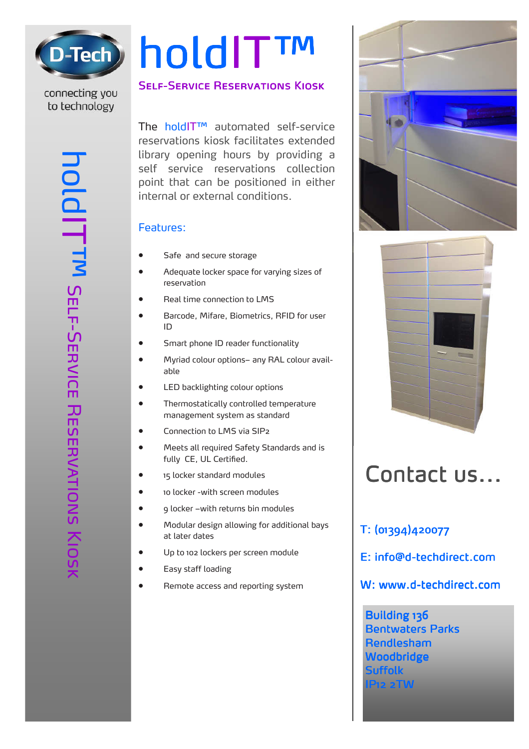D-Tech

connecting you to technology

# holdIT™

## Self-Service Reservations Kiosk

The holdIT™ automated self-service reservations kiosk facilitates extended library opening hours by providing a self service reservations collection point that can be positioned in either internal or external conditions.

### Features:

- Safe and secure storage
- Adequate locker space for varying sizes of reservation
- Real time connection to LMS
- Barcode, Mifare, Biometrics, RFID for user ID
- Smart phone ID reader functionality
- Myriad colour options– any RAL colour available
- LED backlighting colour options
- Thermostatically controlled temperature management system as standard
- Connection to LMS via SIP2
- Meets all required Safety Standards and is fully CE, UL Certified.
- 15 locker standard modules
- 10 locker -with screen modules
- 9 locker –with returns bin modules
- Modular design allowing for additional bays at later dates
- Up to 102 lockers per screen module
- Easy staff loading
- Remote access and reporting system

holdIT™ Self-Service Reservations Kiosk

## Contact us...

**T: (01394)420077**

**E: info@d-techdirect.com**

**W: www.d-techdirect.com**

**Building 136**
**Bentwaters Parks**
**Rendlesham**
**Woodbridge**
**Suffolk**
**IP12 2TW**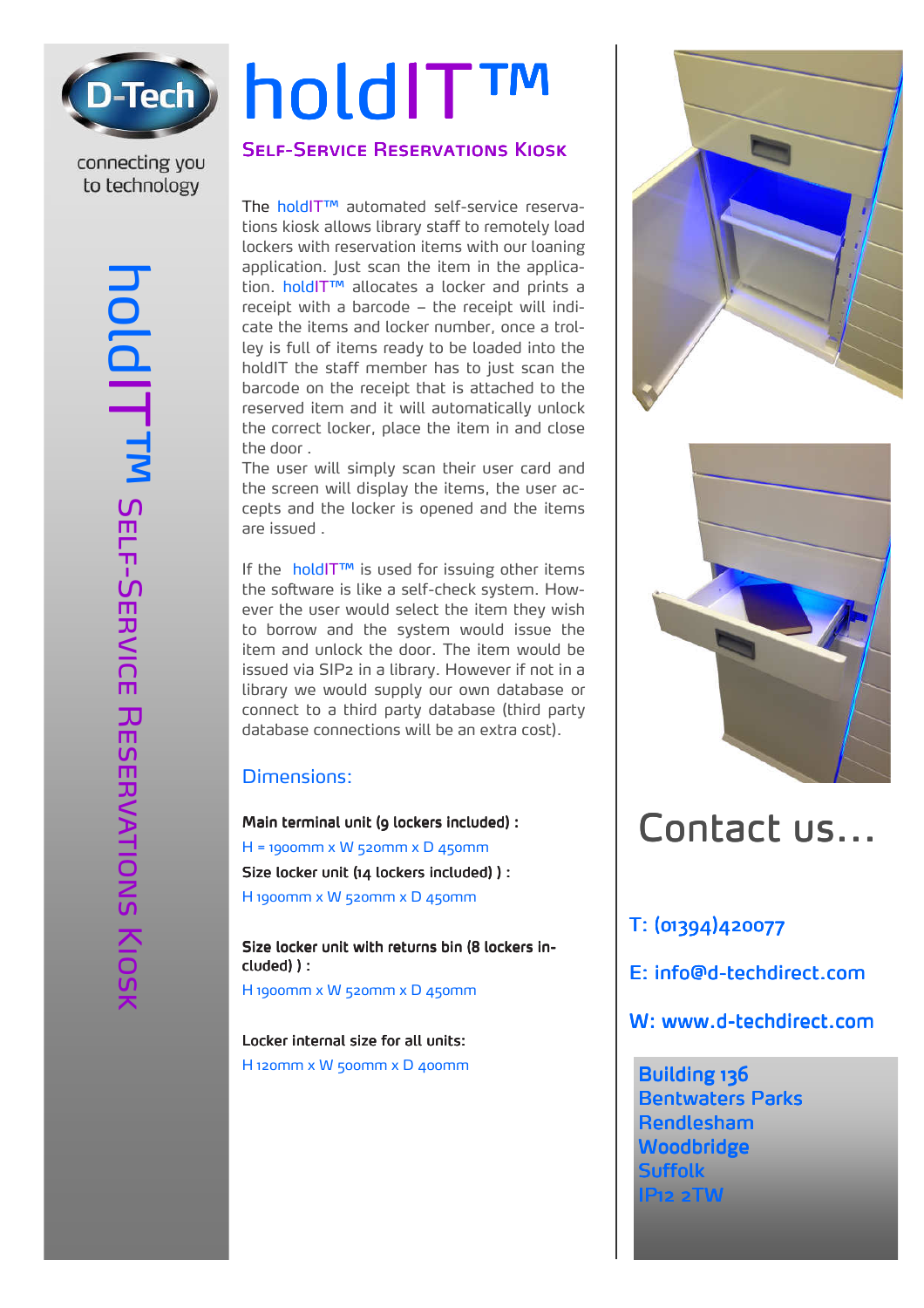D-Tech

connecting you to technology

# holdIT™

## Self-Service Reservations Kiosk

The holdIT™ automated self-service reservations kiosk allows library staff to remotely load lockers with reservation items with our loaning application. Just scan the item in the application. holdIT™ allocates a locker and prints a receipt with a barcode – the receipt will indicate the items and locker number, once a trolley is full of items ready to be loaded into the holdIT the staff member has to just scan the barcode on the receipt that is attached to the reserved item and it will automatically unlock the correct locker, place the item in and close the door .

The user will simply scan their user card and the screen will display the items, the user accepts and the locker is opened and the items are issued .

If the holdIT™ is used for issuing other items the software is like a self-check system. However the user would select the item they wish to borrow and the system would issue the item and unlock the door. The item would be issued via SIP2 in a library. However if not in a library we would supply our own database or connect to a third party database (third party database connections will be an extra cost).

### Dimensions:

**Main terminal unit (9 lockers included) :**

H = 1900mm x W 520mm x D 450mm

**Size locker unit (14 lockers included) ) :**

H 1900mm x W 520mm x D 450mm

**Size locker unit with returns bin (8 lockers included) ) :**

H 1900mm x W 520mm x D 450mm

**Locker internal size for all units:**

H 120mm x W 500mm x D 400mm

## Contact us…

T: (01394)420077

E: info@d-techdirect.com

W: www.d-techdirect.com

Building 136
Bentwaters Parks
Rendlesham
Woodbridge
Suffolk
IP12 2TW